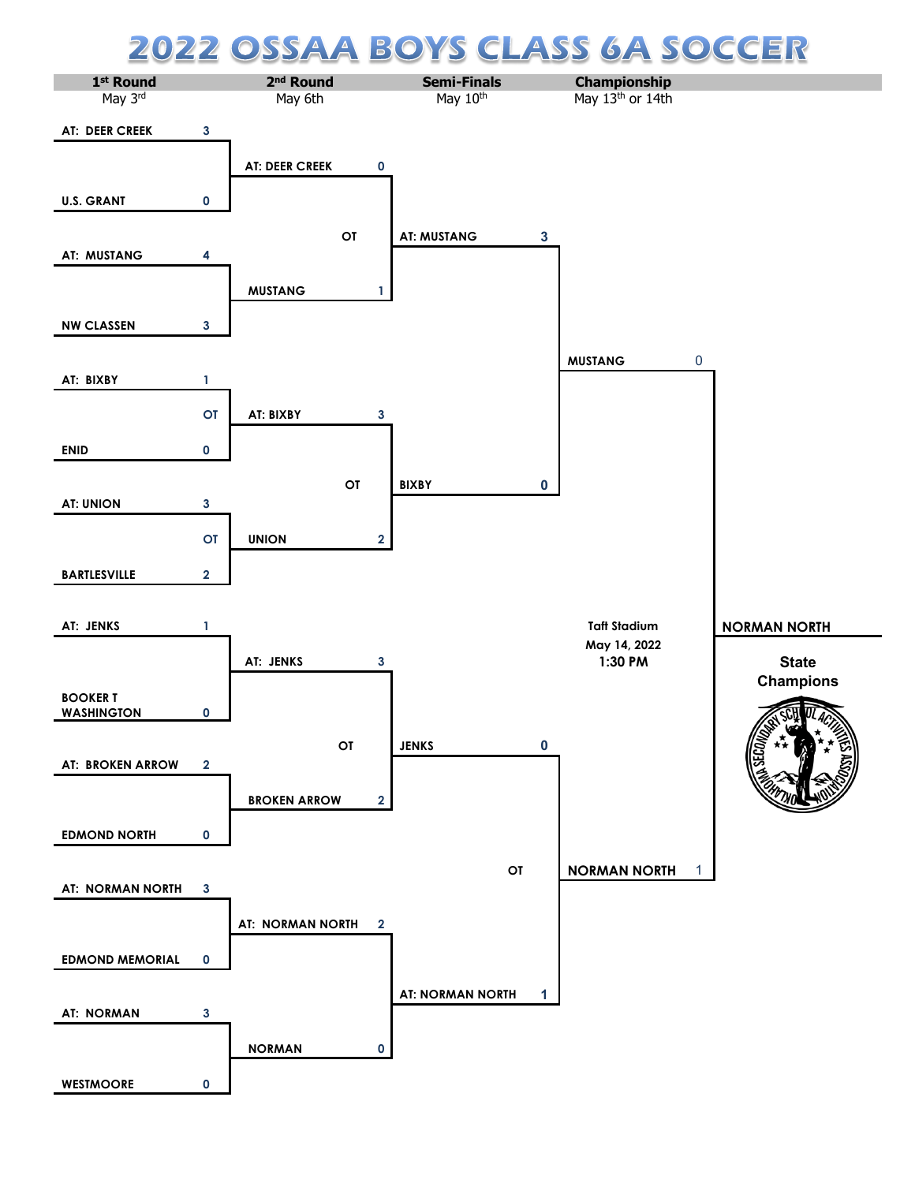# 2022 OSSAA BOYS CLASS 6A SOCCER

| 1st Round | 2nd Round | Semi-Finals | Championship |
|---|---|---|---|
| May 3rd | May 6th | May 10th | May 13th or 14th |

## 1st Round (May 3rd)

| Team | Score | Team | Score | Note |
|---|---|---|---|---|
| AT: DEER CREEK | 3 | U.S. GRANT | 0 | |
| AT: MUSTANG | 4 | NW CLASSEN | 3 | |
| AT: BIXBY | 1 | ENID | 0 | OT |
| AT: UNION | 3 | BARTLESVILLE | 2 | OT |
| AT: JENKS | 1 | BOOKER T WASHINGTON | 0 | |
| AT: BROKEN ARROW | 2 | EDMOND NORTH | 0 | |
| AT: NORMAN NORTH | 3 | EDMOND MEMORIAL | 0 | |
| AT: NORMAN | 3 | WESTMOORE | 0 | |

## 2nd Round (May 6th)

| Team | Score | Team | Score | Note |
|---|---|---|---|---|
| AT: DEER CREEK | 0 | MUSTANG | 1 | OT |
| AT: BIXBY | 3 | UNION | 2 | OT |
| AT: JENKS | 3 | BROKEN ARROW | 2 | OT |
| AT: NORMAN NORTH | 2 | NORMAN | 0 | |

## Semi-Finals (May 10th)

| Team | Score | Team | Score | Note |
|---|---|---|---|---|
| AT: MUSTANG | 3 | BIXBY | 0 | |
| JENKS | 0 | AT: NORMAN NORTH | 1 | OT |

## Championship

Taft Stadium
May 14, 2022
1:30 PM

| Team | Score |
|---|---|
| MUSTANG | 0 |
| NORMAN NORTH | 1 |

**NORMAN NORTH**

**State Champions**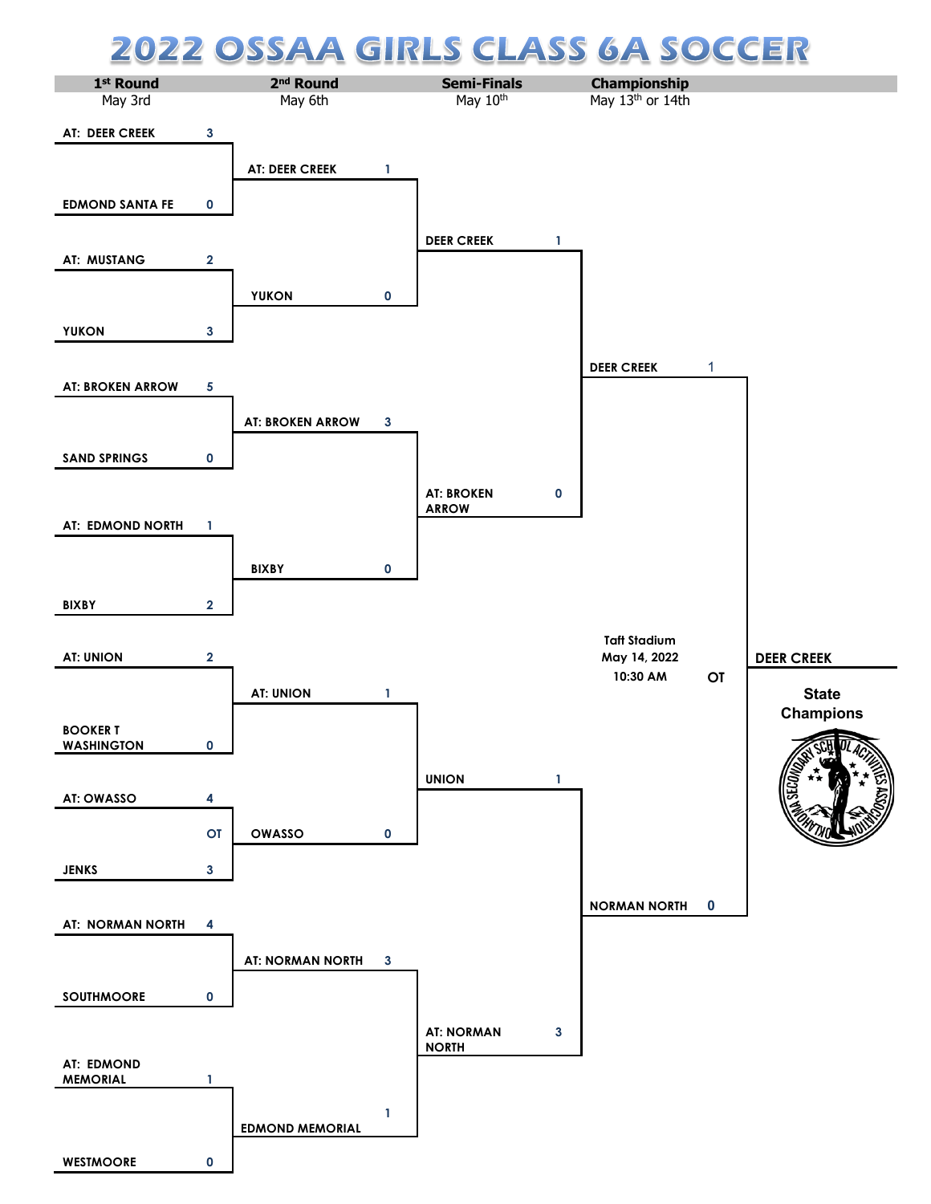# 2022 OSSAA GIRLS CLASS 6A SOCCER

| 1st Round | 2nd Round | Semi-Finals | Championship |
|---|---|---|---|
| May 3rd | May 6th | May 10th | May 13th or 14th |

**1st Round (May 3rd)**

AT: DEER CREEK 3
EDMOND SANTA FE 0

AT: MUSTANG 2
YUKON 3

AT: BROKEN ARROW 5
SAND SPRINGS 0

AT: EDMOND NORTH 1
BIXBY 2

AT: UNION 2
BOOKER T WASHINGTON 0

AT: OWASSO 4
OT
JENKS 3

AT: NORMAN NORTH 4
SOUTHMOORE 0

AT: EDMOND MEMORIAL 1
WESTMOORE 0

**2nd Round (May 6th)**

AT: DEER CREEK 1
YUKON 0

AT: BROKEN ARROW 3
BIXBY 0

AT: UNION 1
OWASSO 0

AT: NORMAN NORTH 3
EDMOND MEMORIAL 1

**Semi-Finals (May 10th)**

DEER CREEK 1
AT: BROKEN ARROW 0

UNION 1
AT: NORMAN NORTH 3

**Championship (May 13th or 14th)**

DEER CREEK 1
NORMAN NORTH 0

Taft Stadium
May 14, 2022
10:30 AM
OT

DEER CREEK

State Champions